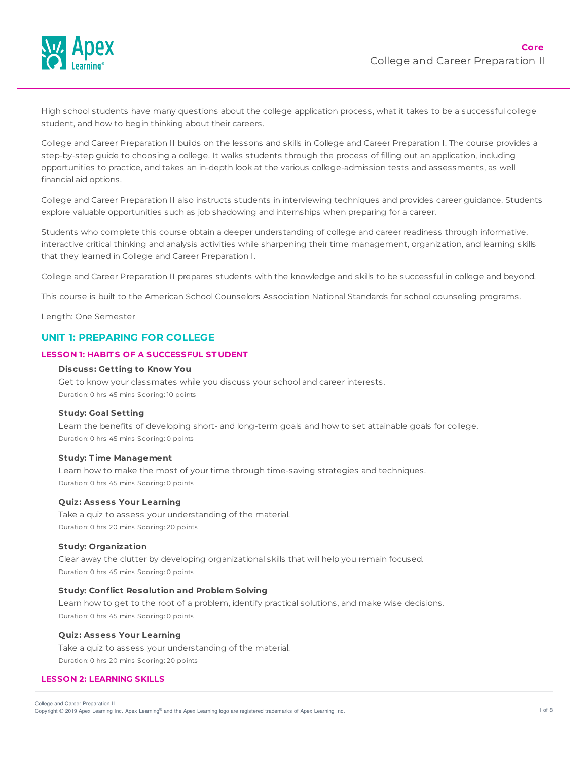Core

# College and Career Preparation II

High school students have many questions about the college application process, what it takes to be a successful college student, and how to begin thinking about their careers.

College and Career Preparation II builds on the lessons and skills in College and Career Preparation I. The course provides a step-by-step guide to choosing a college. It walks students through the process of filling out an application, including opportunities to practice, and takes an in-depth look at the various college-admission tests and assessments, as well financial aid options.

College and Career Preparation II also instructs students in interviewing techniques and provides career guidance. Students explore valuable opportunities such as job shadowing and internships when preparing for a career.

Students who complete this course obtain a deeper understanding of college and career readiness through informative, interactive critical thinking and analysis activities while sharpening their time management, organization, and learning skills that they learned in College and Career Preparation I.

College and Career Preparation II prepares students with the knowledge and skills to be successful in college and beyond.

This course is built to the American School Counselors Association National Standards for school counseling programs.

Length: One Semester

## UNIT 1: PREPARING FOR COLLEGE

### LESSON 1: HABITS OF A SUCCESSFUL STUDENT

**Discuss: Getting to Know You**
Get to know your classmates while you discuss your school and career interests.
Duration: 0 hrs 45 mins Scoring: 10 points

**Study: Goal Setting**
Learn the benefits of developing short- and long-term goals and how to set attainable goals for college.
Duration: 0 hrs 45 mins Scoring: 0 points

**Study: Time Management**
Learn how to make the most of your time through time-saving strategies and techniques.
Duration: 0 hrs 45 mins Scoring: 0 points

**Quiz: Assess Your Learning**
Take a quiz to assess your understanding of the material.
Duration: 0 hrs 20 mins Scoring: 20 points

**Study: Organization**
Clear away the clutter by developing organizational skills that will help you remain focused.
Duration: 0 hrs 45 mins Scoring: 0 points

**Study: Conflict Resolution and Problem Solving**
Learn how to get to the root of a problem, identify practical solutions, and make wise decisions.
Duration: 0 hrs 45 mins Scoring: 0 points

**Quiz: Assess Your Learning**
Take a quiz to assess your understanding of the material.
Duration: 0 hrs 20 mins Scoring: 20 points

### LESSON 2: LEARNING SKILLS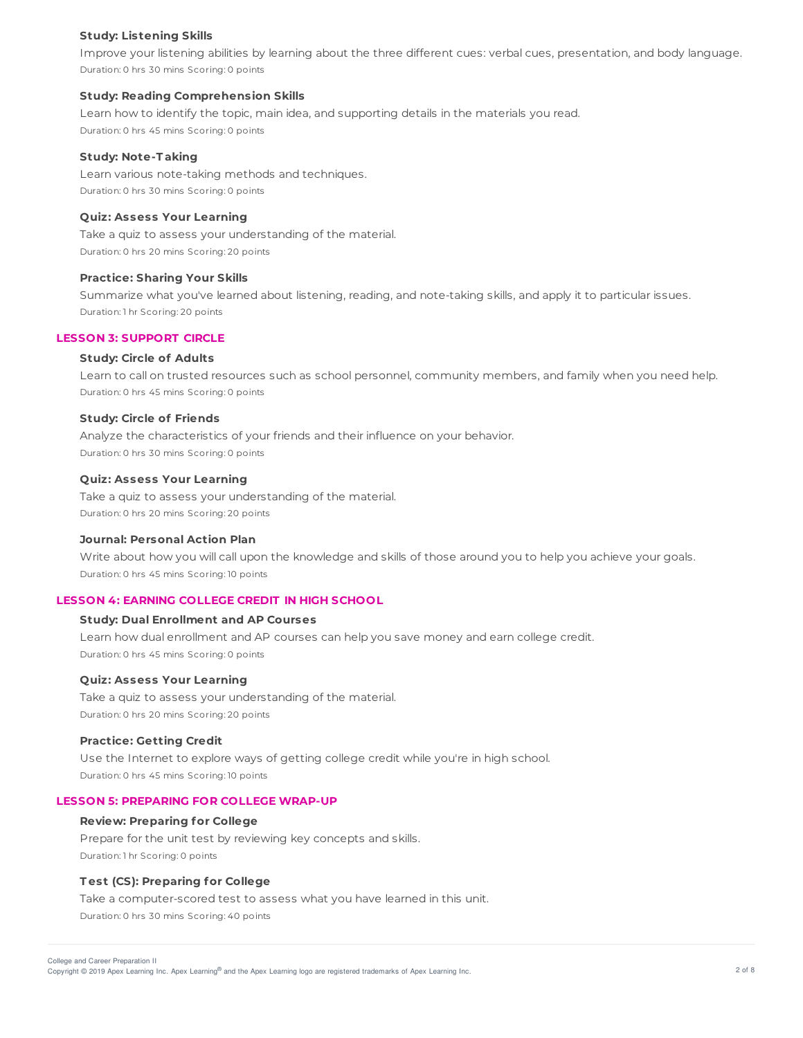#### Study: Listening Skills

Improve your listening abilities by learning about the three different cues: verbal cues, presentation, and body language.

Duration: 0 hrs 30 mins Scoring: 0 points

#### Study: Reading Comprehension Skills

Learn how to identify the topic, main idea, and supporting details in the materials you read.

Duration: 0 hrs 45 mins Scoring: 0 points

#### Study: Note-Taking

Learn various note-taking methods and techniques.

Duration: 0 hrs 30 mins Scoring: 0 points

#### Quiz: Assess Your Learning

Take a quiz to assess your understanding of the material.

Duration: 0 hrs 20 mins Scoring: 20 points

#### Practice: Sharing Your Skills

Summarize what you've learned about listening, reading, and note-taking skills, and apply it to particular issues.

Duration: 1 hr Scoring: 20 points

### LESSON 3: SUPPORT CIRCLE

#### Study: Circle of Adults

Learn to call on trusted resources such as school personnel, community members, and family when you need help.

Duration: 0 hrs 45 mins Scoring: 0 points

#### Study: Circle of Friends

Analyze the characteristics of your friends and their influence on your behavior.

Duration: 0 hrs 30 mins Scoring: 0 points

#### Quiz: Assess Your Learning

Take a quiz to assess your understanding of the material.

Duration: 0 hrs 20 mins Scoring: 20 points

#### Journal: Personal Action Plan

Write about how you will call upon the knowledge and skills of those around you to help you achieve your goals.

Duration: 0 hrs 45 mins Scoring: 10 points

### LESSON 4: EARNING COLLEGE CREDIT IN HIGH SCHOOL

#### Study: Dual Enrollment and AP Courses

Learn how dual enrollment and AP courses can help you save money and earn college credit.

Duration: 0 hrs 45 mins Scoring: 0 points

#### Quiz: Assess Your Learning

Take a quiz to assess your understanding of the material.

Duration: 0 hrs 20 mins Scoring: 20 points

#### Practice: Getting Credit

Use the Internet to explore ways of getting college credit while you're in high school.

Duration: 0 hrs 45 mins Scoring: 10 points

### LESSON 5: PREPARING FOR COLLEGE WRAP-UP

#### Review: Preparing for College

Prepare for the unit test by reviewing key concepts and skills.

Duration: 1 hr Scoring: 0 points

#### Test (CS): Preparing for College

Take a computer-scored test to assess what you have learned in this unit.

Duration: 0 hrs 30 mins Scoring: 40 points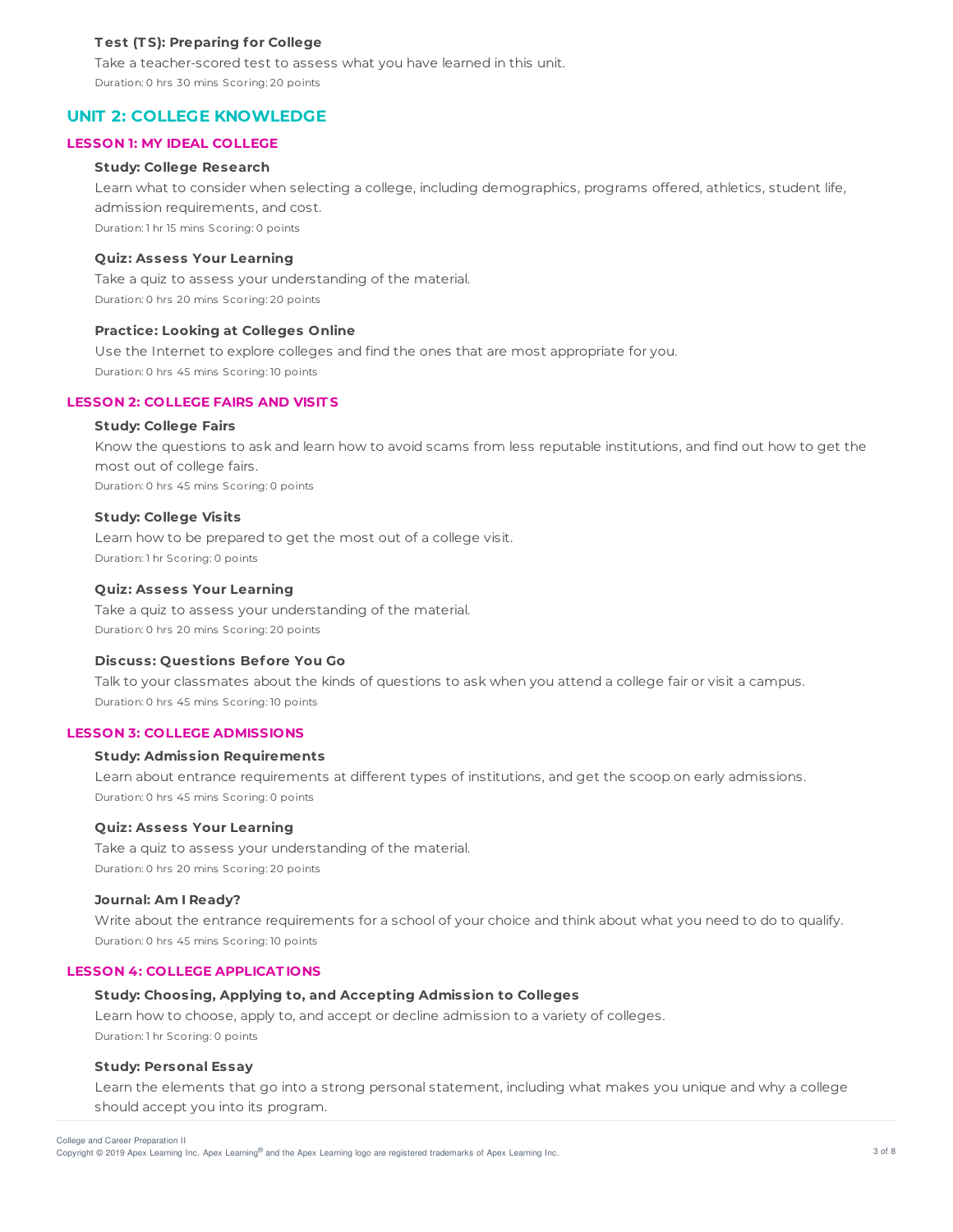#### Test (TS): Preparing for College

Take a teacher-scored test to assess what you have learned in this unit.

Duration: 0 hrs 30 mins Scoring: 20 points

## UNIT 2: COLLEGE KNOWLEDGE

### LESSON 1: MY IDEAL COLLEGE

#### Study: College Research

Learn what to consider when selecting a college, including demographics, programs offered, athletics, student life, admission requirements, and cost.

Duration: 1 hr 15 mins Scoring: 0 points

#### Quiz: Assess Your Learning

Take a quiz to assess your understanding of the material.

Duration: 0 hrs 20 mins Scoring: 20 points

#### Practice: Looking at Colleges Online

Use the Internet to explore colleges and find the ones that are most appropriate for you.

Duration: 0 hrs 45 mins Scoring: 10 points

### LESSON 2: COLLEGE FAIRS AND VISITS

#### Study: College Fairs

Know the questions to ask and learn how to avoid scams from less reputable institutions, and find out how to get the most out of college fairs.

Duration: 0 hrs 45 mins Scoring: 0 points

#### Study: College Visits

Learn how to be prepared to get the most out of a college visit.

Duration: 1 hr Scoring: 0 points

#### Quiz: Assess Your Learning

Take a quiz to assess your understanding of the material.

Duration: 0 hrs 20 mins Scoring: 20 points

#### Discuss: Questions Before You Go

Talk to your classmates about the kinds of questions to ask when you attend a college fair or visit a campus.

Duration: 0 hrs 45 mins Scoring: 10 points

### LESSON 3: COLLEGE ADMISSIONS

#### Study: Admission Requirements

Learn about entrance requirements at different types of institutions, and get the scoop on early admissions.

Duration: 0 hrs 45 mins Scoring: 0 points

#### Quiz: Assess Your Learning

Take a quiz to assess your understanding of the material.

Duration: 0 hrs 20 mins Scoring: 20 points

#### Journal: Am I Ready?

Write about the entrance requirements for a school of your choice and think about what you need to do to qualify.

Duration: 0 hrs 45 mins Scoring: 10 points

### LESSON 4: COLLEGE APPLICATIONS

#### Study: Choosing, Applying to, and Accepting Admission to Colleges

Learn how to choose, apply to, and accept or decline admission to a variety of colleges.

Duration: 1 hr Scoring: 0 points

#### Study: Personal Essay

Learn the elements that go into a strong personal statement, including what makes you unique and why a college should accept you into its program.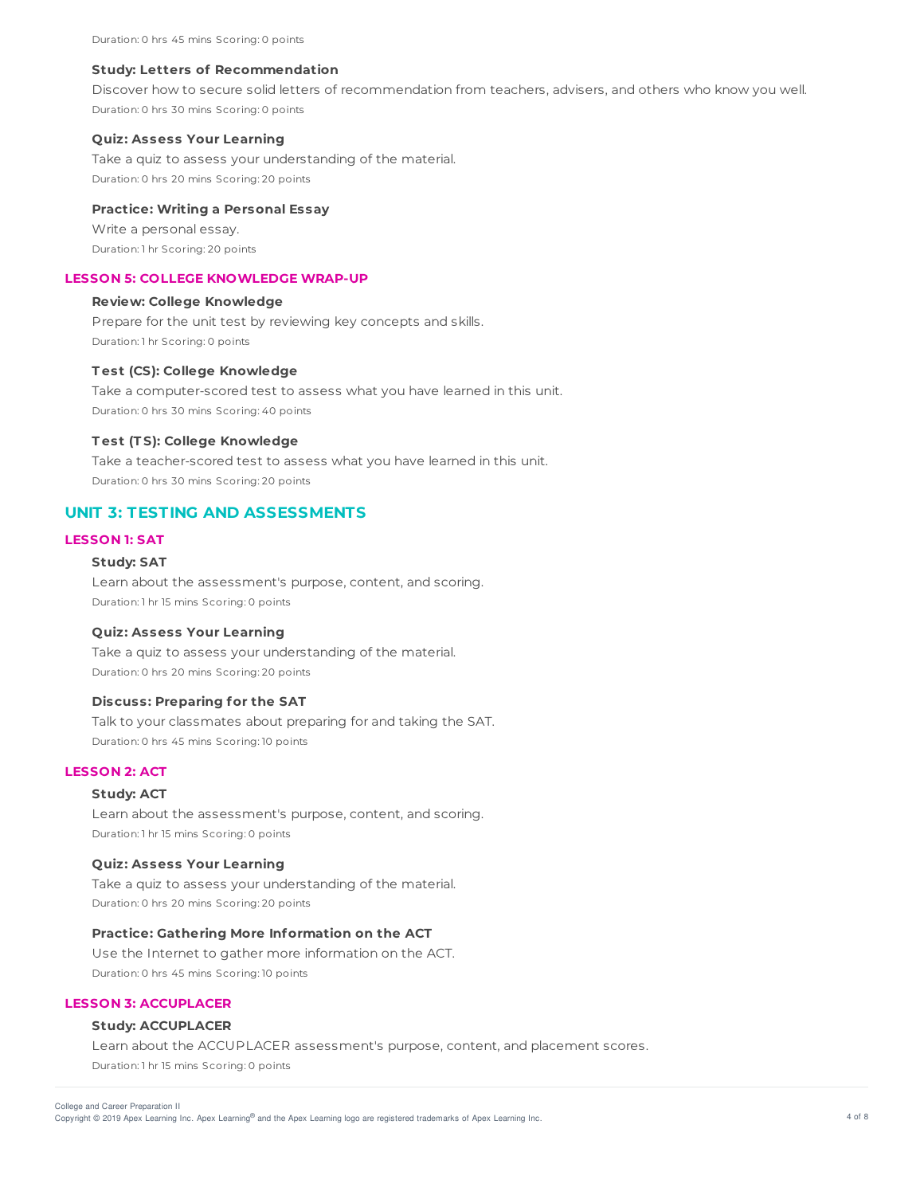Duration: 0 hrs 45 mins Scoring: 0 points

**Study: Letters of Recommendation**

Discover how to secure solid letters of recommendation from teachers, advisers, and others who know you well.

Duration: 0 hrs 30 mins Scoring: 0 points

**Quiz: Assess Your Learning**

Take a quiz to assess your understanding of the material.

Duration: 0 hrs 20 mins Scoring: 20 points

**Practice: Writing a Personal Essay**

Write a personal essay.

Duration: 1 hr Scoring: 20 points

### LESSON 5: COLLEGE KNOWLEDGE WRAP-UP

**Review: College Knowledge**

Prepare for the unit test by reviewing key concepts and skills.

Duration: 1 hr Scoring: 0 points

**Test (CS): College Knowledge**

Take a computer-scored test to assess what you have learned in this unit.

Duration: 0 hrs 30 mins Scoring: 40 points

**Test (TS): College Knowledge**

Take a teacher-scored test to assess what you have learned in this unit.

Duration: 0 hrs 30 mins Scoring: 20 points

## UNIT 3: TESTING AND ASSESSMENTS

### LESSON 1: SAT

**Study: SAT**

Learn about the assessment's purpose, content, and scoring.

Duration: 1 hr 15 mins Scoring: 0 points

**Quiz: Assess Your Learning**

Take a quiz to assess your understanding of the material.

Duration: 0 hrs 20 mins Scoring: 20 points

**Discuss: Preparing for the SAT**

Talk to your classmates about preparing for and taking the SAT.

Duration: 0 hrs 45 mins Scoring: 10 points

### LESSON 2: ACT

**Study: ACT**

Learn about the assessment's purpose, content, and scoring.

Duration: 1 hr 15 mins Scoring: 0 points

**Quiz: Assess Your Learning**

Take a quiz to assess your understanding of the material.

Duration: 0 hrs 20 mins Scoring: 20 points

**Practice: Gathering More Information on the ACT**

Use the Internet to gather more information on the ACT.

Duration: 0 hrs 45 mins Scoring: 10 points

### LESSON 3: ACCUPLACER

**Study: ACCUPLACER**

Learn about the ACCUPLACER assessment's purpose, content, and placement scores.

Duration: 1 hr 15 mins Scoring: 0 points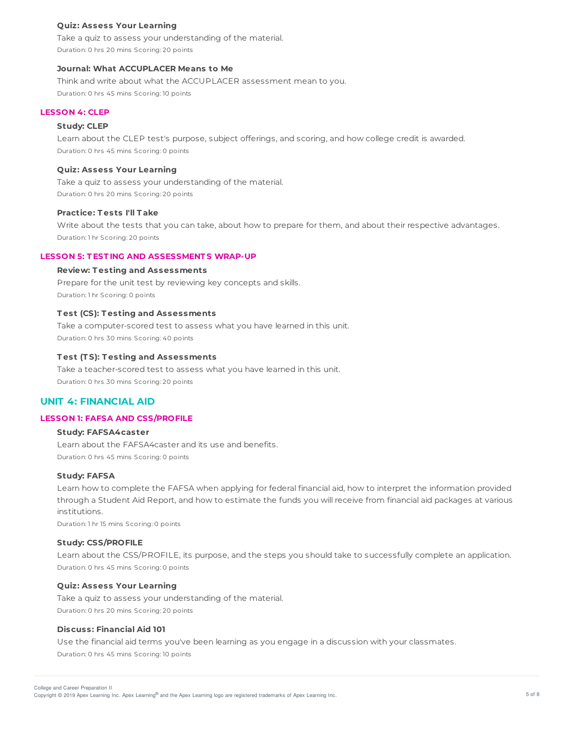#### Quiz: Assess Your Learning

Take a quiz to assess your understanding of the material.

Duration: 0 hrs 20 mins Scoring: 20 points

#### Journal: What ACCUPLACER Means to Me

Think and write about what the ACCUPLACER assessment mean to you.

Duration: 0 hrs 45 mins Scoring: 10 points

### LESSON 4: CLEP

#### Study: CLEP

Learn about the CLEP test's purpose, subject offerings, and scoring, and how college credit is awarded.

Duration: 0 hrs 45 mins Scoring: 0 points

#### Quiz: Assess Your Learning

Take a quiz to assess your understanding of the material.

Duration: 0 hrs 20 mins Scoring: 20 points

#### Practice: Tests I'll Take

Write about the tests that you can take, about how to prepare for them, and about their respective advantages.

Duration: 1 hr Scoring: 20 points

### LESSON 5: TESTING AND ASSESSMENTS WRAP-UP

#### Review: Testing and Assessments

Prepare for the unit test by reviewing key concepts and skills.

Duration: 1 hr Scoring: 0 points

#### Test (CS): Testing and Assessments

Take a computer-scored test to assess what you have learned in this unit.

Duration: 0 hrs 30 mins Scoring: 40 points

#### Test (TS): Testing and Assessments

Take a teacher-scored test to assess what you have learned in this unit.

Duration: 0 hrs 30 mins Scoring: 20 points

## UNIT 4: FINANCIAL AID

### LESSON 1: FAFSA AND CSS/PROFILE

#### Study: FAFSA4caster

Learn about the FAFSA4caster and its use and benefits.

Duration: 0 hrs 45 mins Scoring: 0 points

#### Study: FAFSA

Learn how to complete the FAFSA when applying for federal financial aid, how to interpret the information provided through a Student Aid Report, and how to estimate the funds you will receive from financial aid packages at various institutions.

Duration: 1 hr 15 mins Scoring: 0 points

#### Study: CSS/PROFILE

Learn about the CSS/PROFILE, its purpose, and the steps you should take to successfully complete an application.

Duration: 0 hrs 45 mins Scoring: 0 points

#### Quiz: Assess Your Learning

Take a quiz to assess your understanding of the material.

Duration: 0 hrs 20 mins Scoring: 20 points

#### Discuss: Financial Aid 101

Use the financial aid terms you've been learning as you engage in a discussion with your classmates.

Duration: 0 hrs 45 mins Scoring: 10 points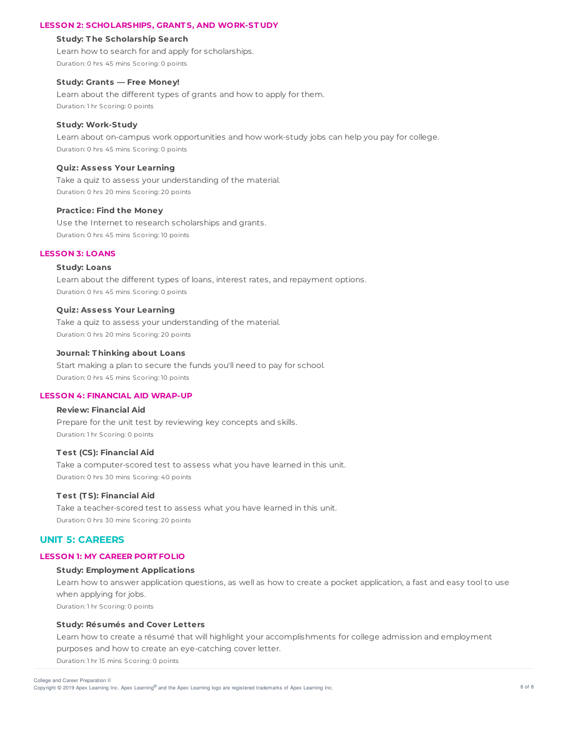### LESSON 2: SCHOLARSHIPS, GRANTS, AND WORK-STUDY

**Study: The Scholarship Search**

Learn how to search for and apply for scholarships.

Duration: 0 hrs 45 mins Scoring: 0 points

**Study: Grants — Free Money!**

Learn about the different types of grants and how to apply for them.

Duration: 1 hr Scoring: 0 points

**Study: Work-Study**

Learn about on-campus work opportunities and how work-study jobs can help you pay for college.

Duration: 0 hrs 45 mins Scoring: 0 points

**Quiz: Assess Your Learning**

Take a quiz to assess your understanding of the material.

Duration: 0 hrs 20 mins Scoring: 20 points

**Practice: Find the Money**

Use the Internet to research scholarships and grants.

Duration: 0 hrs 45 mins Scoring: 10 points

### LESSON 3: LOANS

**Study: Loans**

Learn about the different types of loans, interest rates, and repayment options.

Duration: 0 hrs 45 mins Scoring: 0 points

**Quiz: Assess Your Learning**

Take a quiz to assess your understanding of the material.

Duration: 0 hrs 20 mins Scoring: 20 points

**Journal: Thinking about Loans**

Start making a plan to secure the funds you'll need to pay for school.

Duration: 0 hrs 45 mins Scoring: 10 points

### LESSON 4: FINANCIAL AID WRAP-UP

**Review: Financial Aid**

Prepare for the unit test by reviewing key concepts and skills.

Duration: 1 hr Scoring: 0 points

**Test (CS): Financial Aid**

Take a computer-scored test to assess what you have learned in this unit.

Duration: 0 hrs 30 mins Scoring: 40 points

**Test (TS): Financial Aid**

Take a teacher-scored test to assess what you have learned in this unit.

Duration: 0 hrs 30 mins Scoring: 20 points

## UNIT 5: CAREERS

### LESSON 1: MY CAREER PORTFOLIO

**Study: Employment Applications**

Learn how to answer application questions, as well as how to create a pocket application, a fast and easy tool to use when applying for jobs.

Duration: 1 hr Scoring: 0 points

**Study: Résumés and Cover Letters**

Learn how to create a résumé that will highlight your accomplishments for college admission and employment purposes and how to create an eye-catching cover letter.

Duration: 1 hr 15 mins Scoring: 0 points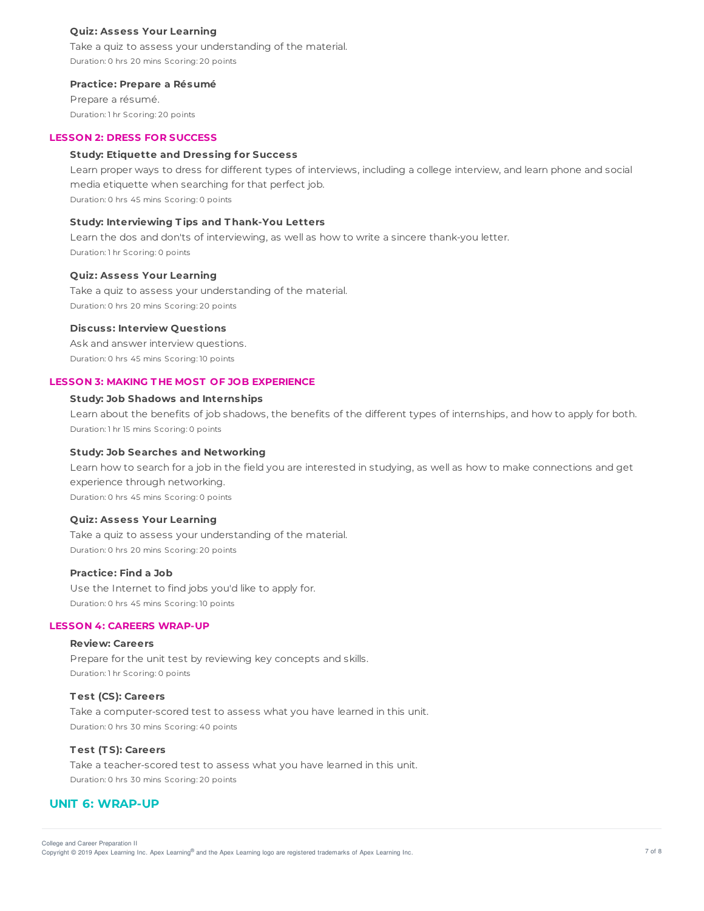**Quiz: Assess Your Learning**

Take a quiz to assess your understanding of the material.

Duration: 0 hrs 20 mins Scoring: 20 points

**Practice: Prepare a Résumé**

Prepare a résumé.

Duration: 1 hr Scoring: 20 points

### LESSON 2: DRESS FOR SUCCESS

**Study: Etiquette and Dressing for Success**

Learn proper ways to dress for different types of interviews, including a college interview, and learn phone and social media etiquette when searching for that perfect job.

Duration: 0 hrs 45 mins Scoring: 0 points

**Study: Interviewing Tips and Thank-You Letters**

Learn the dos and don'ts of interviewing, as well as how to write a sincere thank-you letter.

Duration: 1 hr Scoring: 0 points

**Quiz: Assess Your Learning**

Take a quiz to assess your understanding of the material.

Duration: 0 hrs 20 mins Scoring: 20 points

**Discuss: Interview Questions**

Ask and answer interview questions.

Duration: 0 hrs 45 mins Scoring: 10 points

### LESSON 3: MAKING THE MOST OF JOB EXPERIENCE

**Study: Job Shadows and Internships**

Learn about the benefits of job shadows, the benefits of the different types of internships, and how to apply for both.

Duration: 1 hr 15 mins Scoring: 0 points

**Study: Job Searches and Networking**

Learn how to search for a job in the field you are interested in studying, as well as how to make connections and get experience through networking.

Duration: 0 hrs 45 mins Scoring: 0 points

**Quiz: Assess Your Learning**

Take a quiz to assess your understanding of the material.

Duration: 0 hrs 20 mins Scoring: 20 points

**Practice: Find a Job**

Use the Internet to find jobs you'd like to apply for.

Duration: 0 hrs 45 mins Scoring: 10 points

### LESSON 4: CAREERS WRAP-UP

**Review: Careers**

Prepare for the unit test by reviewing key concepts and skills.

Duration: 1 hr Scoring: 0 points

**Test (CS): Careers**

Take a computer-scored test to assess what you have learned in this unit.

Duration: 0 hrs 30 mins Scoring: 40 points

**Test (TS): Careers**

Take a teacher-scored test to assess what you have learned in this unit.

Duration: 0 hrs 30 mins Scoring: 20 points

## UNIT 6: WRAP-UP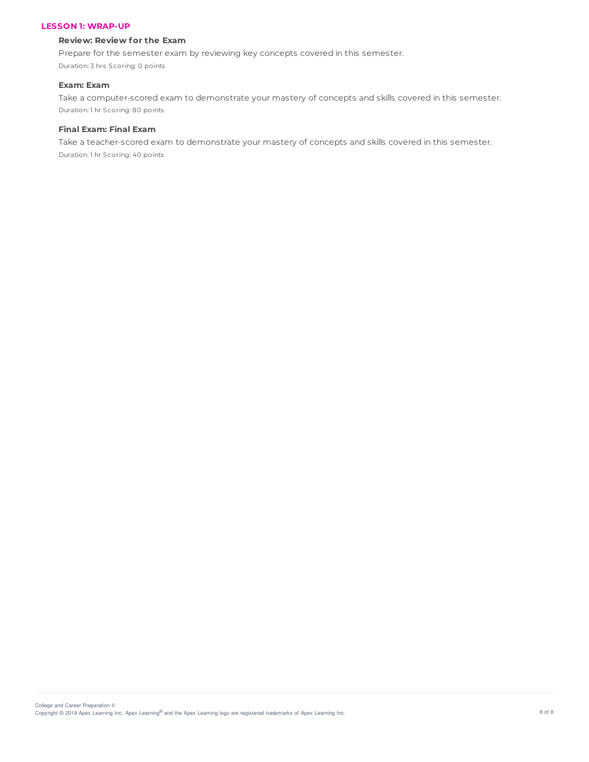## LESSON 1: WRAP-UP

### Review: Review for the Exam

Prepare for the semester exam by reviewing key concepts covered in this semester.

Duration: 3 hrs Scoring: 0 points

### Exam: Exam

Take a computer-scored exam to demonstrate your mastery of concepts and skills covered in this semester.

Duration: 1 hr Scoring: 80 points

### Final Exam: Final Exam

Take a teacher-scored exam to demonstrate your mastery of concepts and skills covered in this semester.

Duration: 1 hr Scoring: 40 points